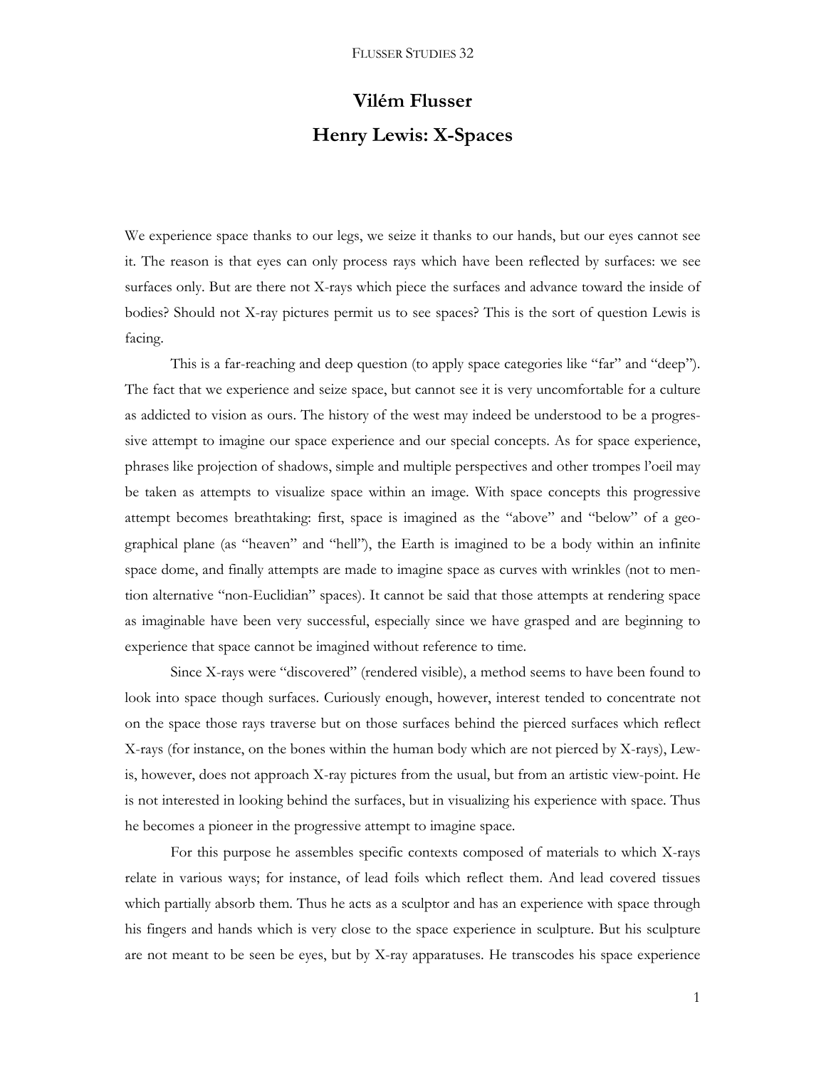# Vilém Flusser

# Henry Lewis: X-Spaces

We experience space thanks to our legs, we seize it thanks to our hands, but our eyes cannot see it. The reason is that eyes can only process rays which have been reflected by surfaces: we see surfaces only. But are there not X-rays which piece the surfaces and advance toward the inside of bodies? Should not X-ray pictures permit us to see spaces? This is the sort of question Lewis is facing.

This is a far-reaching and deep question (to apply space categories like "far" and "deep"). The fact that we experience and seize space, but cannot see it is very uncomfortable for a culture as addicted to vision as ours. The history of the west may indeed be understood to be a progressive attempt to imagine our space experience and our special concepts. As for space experience, phrases like projection of shadows, simple and multiple perspectives and other trompes l'oeil may be taken as attempts to visualize space within an image. With space concepts this progressive attempt becomes breathtaking: first, space is imagined as the "above" and "below" of a geographical plane (as "heaven" and "hell"), the Earth is imagined to be a body within an infinite space dome, and finally attempts are made to imagine space as curves with wrinkles (not to mention alternative "non-Euclidian" spaces). It cannot be said that those attempts at rendering space as imaginable have been very successful, especially since we have grasped and are beginning to experience that space cannot be imagined without reference to time.

Since X-rays were "discovered" (rendered visible), a method seems to have been found to look into space though surfaces. Curiously enough, however, interest tended to concentrate not on the space those rays traverse but on those surfaces behind the pierced surfaces which reflect X-rays (for instance, on the bones within the human body which are not pierced by X-rays), Lewis, however, does not approach X-ray pictures from the usual, but from an artistic view-point. He is not interested in looking behind the surfaces, but in visualizing his experience with space. Thus he becomes a pioneer in the progressive attempt to imagine space.

For this purpose he assembles specific contexts composed of materials to which X-rays relate in various ways; for instance, of lead foils which reflect them. And lead covered tissues which partially absorb them. Thus he acts as a sculptor and has an experience with space through his fingers and hands which is very close to the space experience in sculpture. But his sculpture are not meant to be seen be eyes, but by X-ray apparatuses. He transcodes his space experience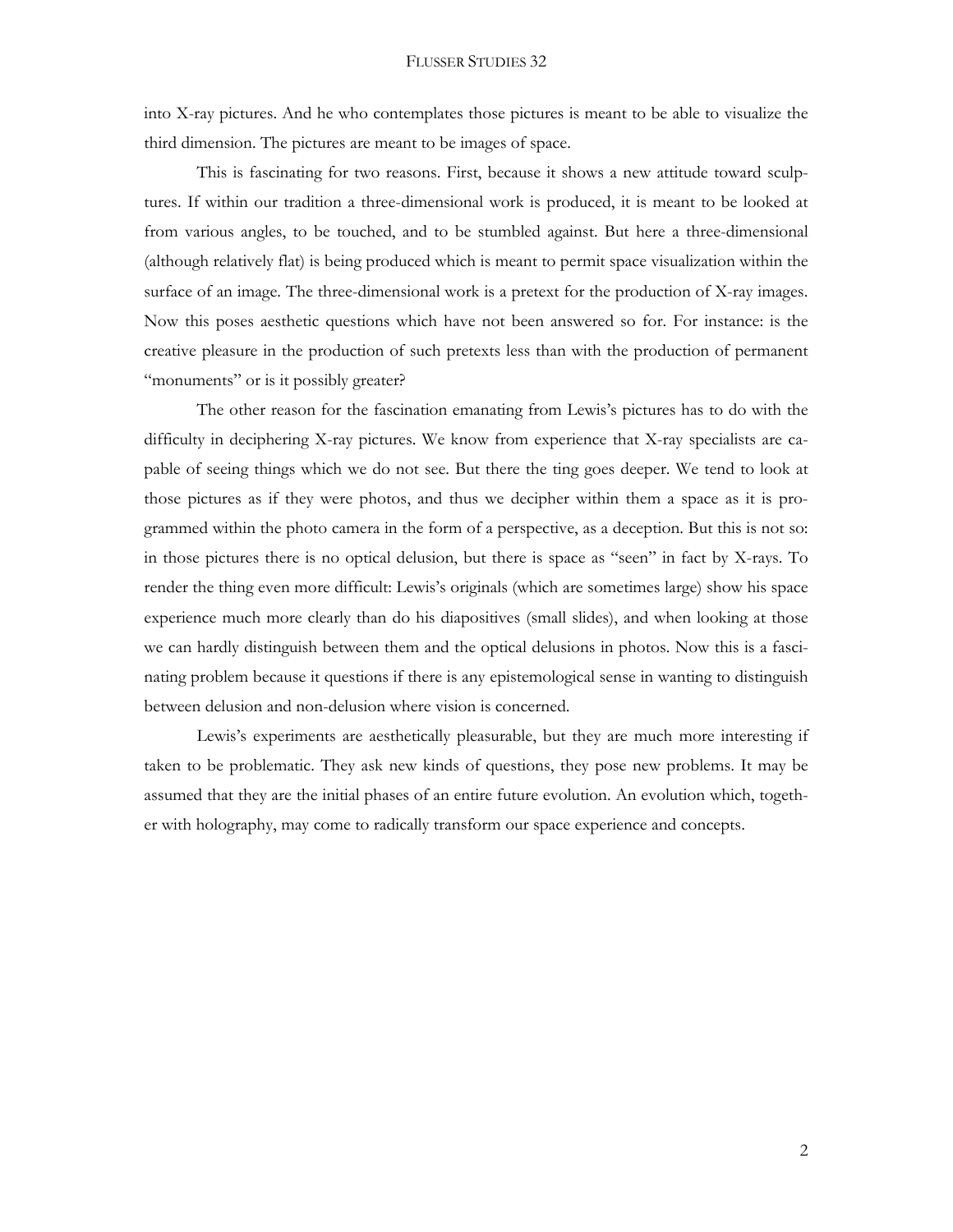into X-ray pictures. And he who contemplates those pictures is meant to be able to visualize the third dimension. The pictures are meant to be images of space.

This is fascinating for two reasons. First, because it shows a new attitude toward sculptures. If within our tradition a three-dimensional work is produced, it is meant to be looked at from various angles, to be touched, and to be stumbled against. But here a three-dimensional (although relatively flat) is being produced which is meant to permit space visualization within the surface of an image. The three-dimensional work is a pretext for the production of X-ray images. Now this poses aesthetic questions which have not been answered so for. For instance: is the creative pleasure in the production of such pretexts less than with the production of permanent "monuments" or is it possibly greater?

The other reason for the fascination emanating from Lewis's pictures has to do with the difficulty in deciphering X-ray pictures. We know from experience that X-ray specialists are capable of seeing things which we do not see. But there the ting goes deeper. We tend to look at those pictures as if they were photos, and thus we decipher within them a space as it is programmed within the photo camera in the form of a perspective, as a deception. But this is not so: in those pictures there is no optical delusion, but there is space as "seen" in fact by X-rays. To render the thing even more difficult: Lewis's originals (which are sometimes large) show his space experience much more clearly than do his diapositives (small slides), and when looking at those we can hardly distinguish between them and the optical delusions in photos. Now this is a fascinating problem because it questions if there is any epistemological sense in wanting to distinguish between delusion and non-delusion where vision is concerned.

Lewis's experiments are aesthetically pleasurable, but they are much more interesting if taken to be problematic. They ask new kinds of questions, they pose new problems. It may be assumed that they are the initial phases of an entire future evolution. An evolution which, together with holography, may come to radically transform our space experience and concepts.